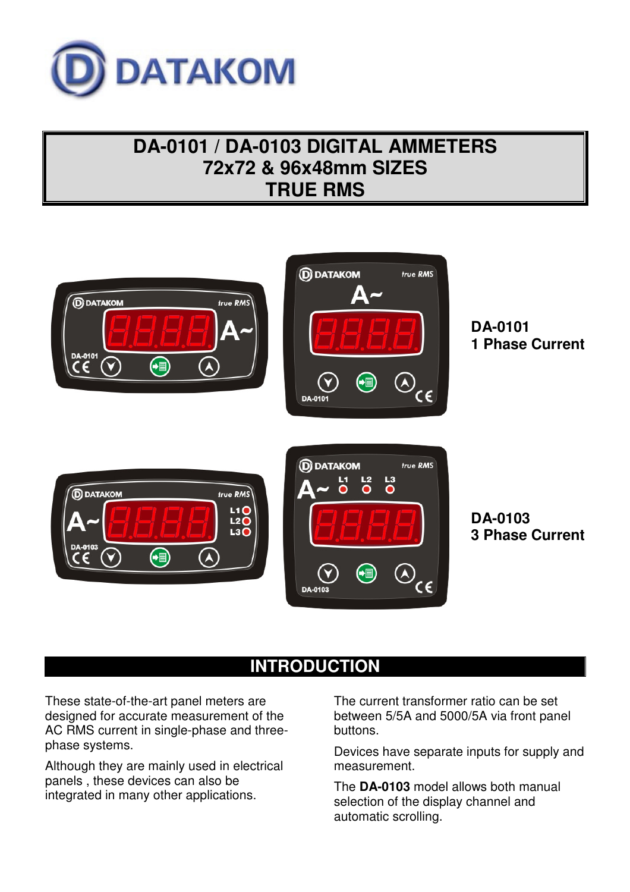DATAKOM

# DA-0101 / DA-0103 DIGITAL AMMETERS
# 72x72 & 96x48mm SIZES
# TRUE RMS

**DA-0101**
**1 Phase Current**

**DA-0103**
**3 Phase Current**

## INTRODUCTION

These state-of-the-art panel meters are designed for accurate measurement of the AC RMS current in single-phase and three-phase systems.

Although they are mainly used in electrical panels , these devices can also be integrated in many other applications.

The current transformer ratio can be set between 5/5A and 5000/5A via front panel buttons.

Devices have separate inputs for supply and measurement.

The **DA-0103** model allows both manual selection of the display channel and automatic scrolling.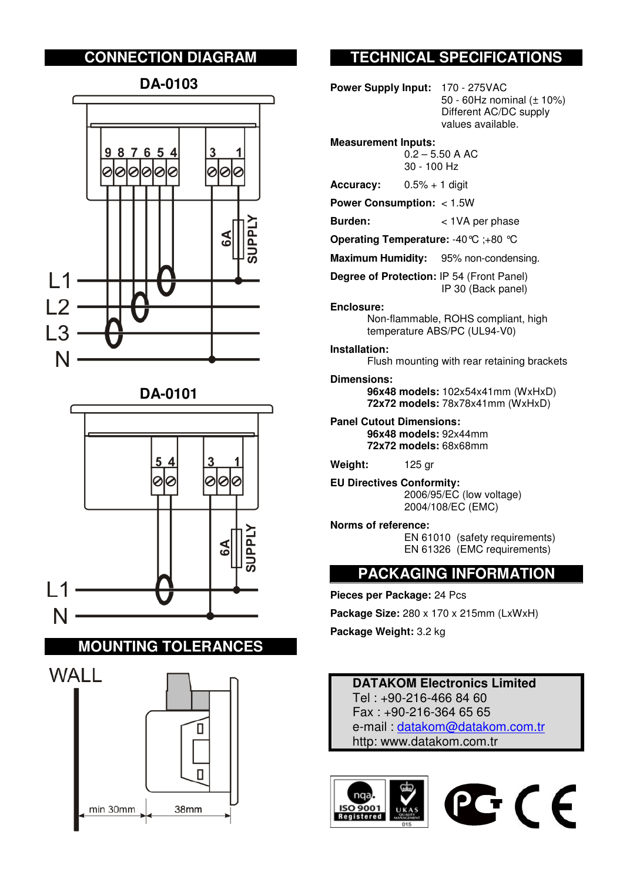## CONNECTION DIAGRAM

DA-0103

9 8 7 6 5 4 3 1

6A SUPPLY

L1
L2
L3
N

DA-0101

5 4 3 1

6A SUPPLY

L1
N

## MOUNTING TOLERANCES

WALL

min 30mm

38mm

## TECHNICAL SPECIFICATIONS

**Power Supply Input:** 170 - 275VAC
50 - 60Hz nominal (± 10%)
Different AC/DC supply values available.

**Measurement Inputs:**
0.2 – 5.50 A AC
30 - 100 Hz

**Accuracy:** 0.5% + 1 digit

**Power Consumption:** < 1.5W

**Burden:** < 1VA per phase

**Operating Temperature:** -40℃ ;+80 ℃

**Maximum Humidity:** 95% non-condensing.

**Degree of Protection:** IP 54 (Front Panel)
IP 30 (Back panel)

**Enclosure:**
Non-flammable, ROHS compliant, high temperature ABS/PC (UL94-V0)

**Installation:**
Flush mounting with rear retaining brackets

**Dimensions:**
**96x48 models:** 102x54x41mm (WxHxD)
**72x72 models:** 78x78x41mm (WxHxD)

**Panel Cutout Dimensions:**
**96x48 models:** 92x44mm
**72x72 models:** 68x68mm

**Weight:** 125 gr

**EU Directives Conformity:**
2006/95/EC (low voltage)
2004/108/EC (EMC)

**Norms of reference:**
EN 61010 (safety requirements)
EN 61326 (EMC requirements)

## PACKAGING INFORMATION

**Pieces per Package:** 24 Pcs

**Package Size:** 280 x 170 x 215mm (LxWxH)

**Package Weight:** 3.2 kg

**DATAKOM Electronics Limited**
Tel : +90-216-466 84 60
Fax : +90-216-364 65 65
e-mail : datakom@datakom.com.tr
http: www.datakom.com.tr

nqa. ISO 9001 Registered UKAS QUALITY MANAGEMENT 015